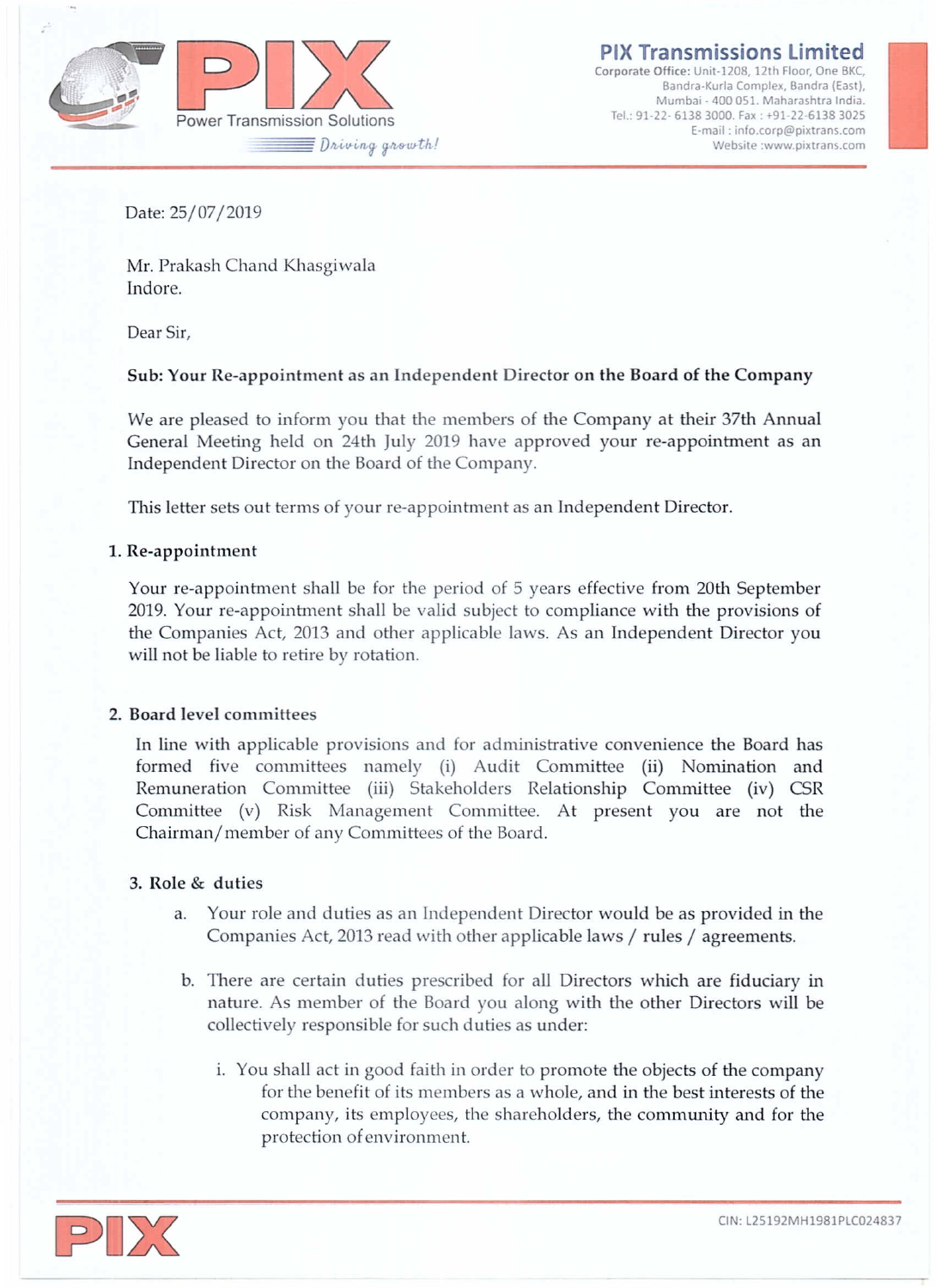**PIX Transmissions Limited**
Corporate Office: Unit-1208, 12th Floor, One BKC, Bandra-Kurla Complex, Bandra (East), Mumbai - 400 051. Maharashtra India.
Tel.: 91-22- 6138 3000. Fax : +91-22-6138 3025
E-mail : info.corp@pixtrans.com
Website :www.pixtrans.com

Date: 25/07/2019

Mr. Prakash Chand Khasgiwala
Indore.

Dear Sir,

**Sub: Your Re-appointment as an Independent Director on the Board of the Company**

We are pleased to inform you that the members of the Company at their 37th Annual General Meeting held on 24th July 2019 have approved your re-appointment as an Independent Director on the Board of the Company.

This letter sets out terms of your re-appointment as an Independent Director.

**1. Re-appointment**

Your re-appointment shall be for the period of 5 years effective from 20th September 2019. Your re-appointment shall be valid subject to compliance with the provisions of the Companies Act, 2013 and other applicable laws. As an Independent Director you will not be liable to retire by rotation.

**2. Board level committees**

In line with applicable provisions and for administrative convenience the Board has formed five committees namely (i) Audit Committee (ii) Nomination and Remuneration Committee (iii) Stakeholders Relationship Committee (iv) CSR Committee (v) Risk Management Committee. At present you are not the Chairman/member of any Committees of the Board.

**3. Role & duties**

a. Your role and duties as an Independent Director would be as provided in the Companies Act, 2013 read with other applicable laws / rules / agreements.

b. There are certain duties prescribed for all Directors which are fiduciary in nature. As member of the Board you along with the other Directors will be collectively responsible for such duties as under:

   i. You shall act in good faith in order to promote the objects of the company for the benefit of its members as a whole, and in the best interests of the company, its employees, the shareholders, the community and for the protection of environment.

CIN: L25192MH1981PLC024837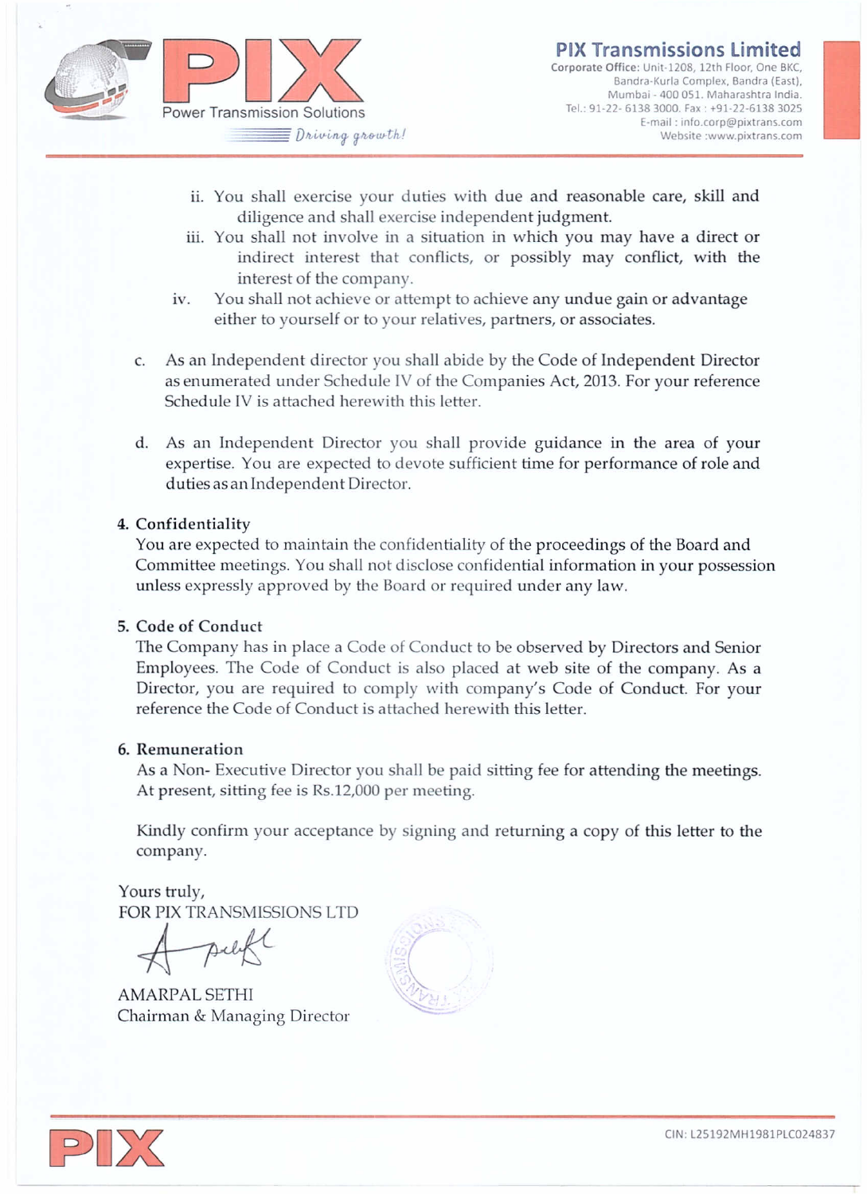ii. You shall exercise your duties with due and reasonable care, skill and diligence and shall exercise independent judgment.

iii. You shall not involve in a situation in which you may have a direct or indirect interest that conflicts, or possibly may conflict, with the interest of the company.

iv. You shall not achieve or attempt to achieve any undue gain or advantage either to yourself or to your relatives, partners, or associates.

c. As an Independent director you shall abide by the Code of Independent Director as enumerated under Schedule IV of the Companies Act, 2013. For your reference Schedule IV is attached herewith this letter.

d. As an Independent Director you shall provide guidance in the area of your expertise. You are expected to devote sufficient time for performance of role and duties as an Independent Director.

**4. Confidentiality**

You are expected to maintain the confidentiality of the proceedings of the Board and Committee meetings. You shall not disclose confidential information in your possession unless expressly approved by the Board or required under any law.

**5. Code of Conduct**

The Company has in place a Code of Conduct to be observed by Directors and Senior Employees. The Code of Conduct is also placed at web site of the company. As a Director, you are required to comply with company's Code of Conduct. For your reference the Code of Conduct is attached herewith this letter.

**6. Remuneration**

As a Non- Executive Director you shall be paid sitting fee for attending the meetings. At present, sitting fee is Rs.12,000 per meeting.

Kindly confirm your acceptance by signing and returning a copy of this letter to the company.

Yours truly,
FOR PIX TRANSMISSIONS LTD

AMARPAL SETHI
Chairman & Managing Director